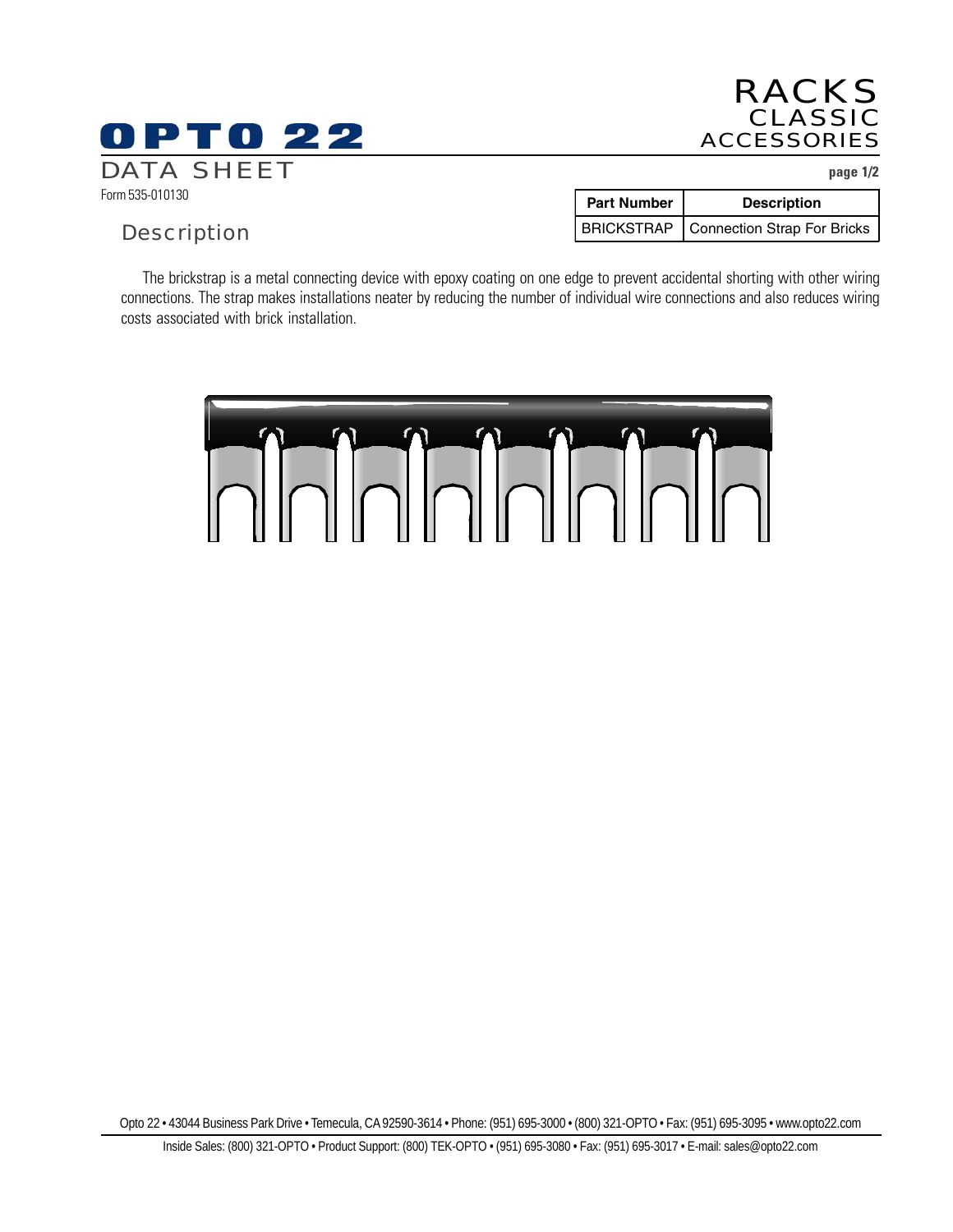# OPTO 22

DATA SHEET

Form 535-010130

RACKS
CLASSIC
ACCESSORIES

## Description

| Part Number | Description |
|---|---|
| BRICKSTRAP | Connection Strap For Bricks |

The brickstrap is a metal connecting device with epoxy coating on one edge to prevent accidental shorting with other wiring connections. The strap makes installations neater by reducing the number of individual wire connections and also reduces wiring costs associated with brick installation.

Opto 22 • 43044 Business Park Drive • Temecula, CA 92590-3614 • Phone: (951) 695-3000 • (800) 321-OPTO • Fax: (951) 695-3095 • www.opto22.com

Inside Sales: (800) 321-OPTO • Product Support: (800) TEK-OPTO • (951) 695-3080 • Fax: (951) 695-3017 • E-mail: sales@opto22.com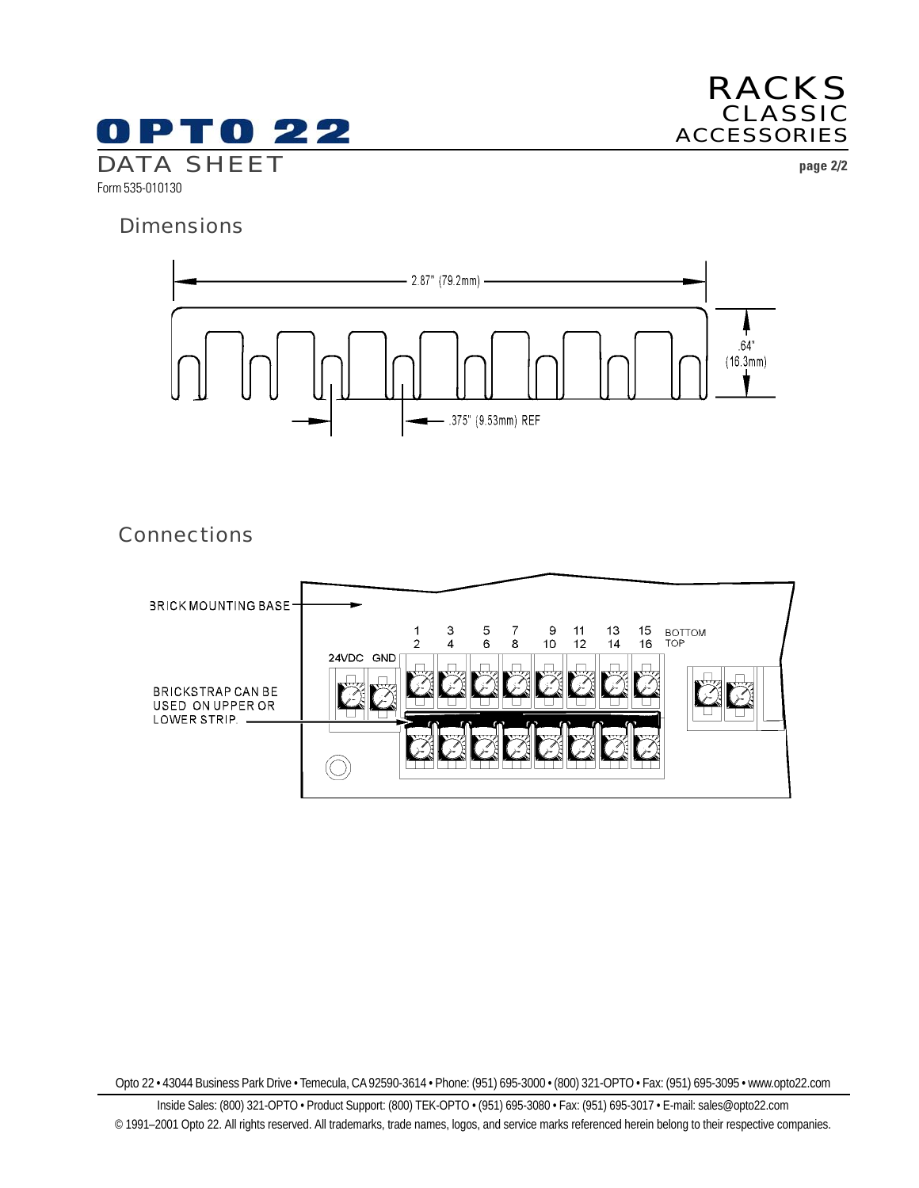## Dimensions

2.87" (79.2mm)

.64" (16.3mm)

.375" (9.53mm) REF

## Connections

BRICK MOUNTING BASE

BRICKSTRAP CAN BE USED ON UPPER OR LOWER STRIP.

24VDC GND

1 2 | 3 4 | 5 6 | 7 8 | 9 10 | 11 12 | 13 14 | 15 16 | BOTTOM TOP

Opto 22 • 43044 Business Park Drive • Temecula, CA 92590-3614 • Phone: (951) 695-3000 • (800) 321-OPTO • Fax: (951) 695-3095 • www.opto22.com

Inside Sales: (800) 321-OPTO • Product Support: (800) TEK-OPTO • (951) 695-3080 • Fax: (951) 695-3017 • E-mail: sales@opto22.com

© 1991–2001 Opto 22. All rights reserved. All trademarks, trade names, logos, and service marks referenced herein belong to their respective companies.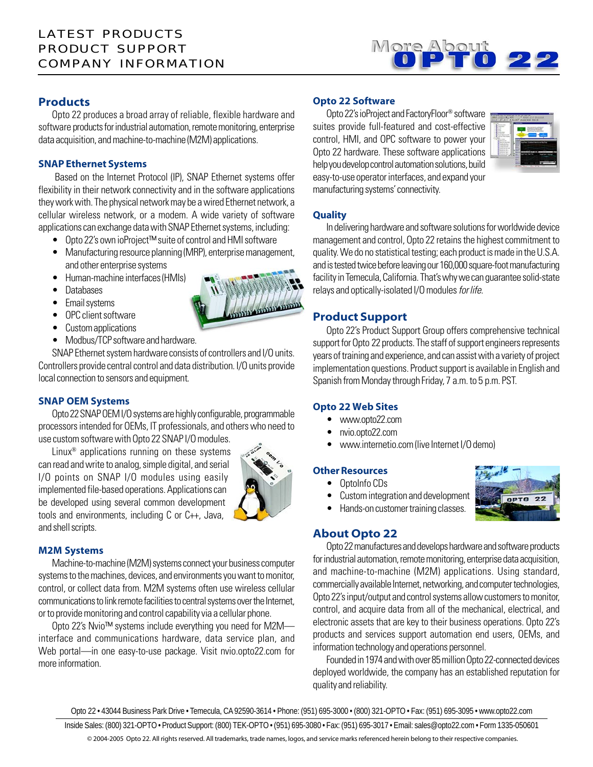LATEST PRODUCTS
PRODUCT SUPPORT
COMPANY INFORMATION

More About OPTO 22

## Products

Opto 22 produces a broad array of reliable, flexible hardware and software products for industrial automation, remote monitoring, enterprise data acquisition, and machine-to-machine (M2M) applications.

### SNAP Ethernet Systems

Based on the Internet Protocol (IP), SNAP Ethernet systems offer flexibility in their network connectivity and in the software applications they work with. The physical network may be a wired Ethernet network, a cellular wireless network, or a modem. A wide variety of software applications can exchange data with SNAP Ethernet systems, including:

- Opto 22's own ioProject™ suite of control and HMI software
- Manufacturing resource planning (MRP), enterprise management, and other enterprise systems
- Human-machine interfaces (HMIs)
- Databases
- Email systems
- OPC client software
- Custom applications
- Modbus/TCP software and hardware.

SNAP Ethernet system hardware consists of controllers and I/O units. Controllers provide central control and data distribution. I/O units provide local connection to sensors and equipment.

### SNAP OEM Systems

Opto 22 SNAP OEM I/O systems are highly configurable, programmable processors intended for OEMs, IT professionals, and others who need to use custom software with Opto 22 SNAP I/O modules.

Linux® applications running on these systems can read and write to analog, simple digital, and serial I/O points on SNAP I/O modules using easily implemented file-based operations. Applications can be developed using several common development tools and environments, including C or C++, Java, and shell scripts.

### M2M Systems

Machine-to-machine (M2M) systems connect your business computer systems to the machines, devices, and environments you want to monitor, control, or collect data from. M2M systems often use wireless cellular communications to link remote facilities to central systems over the Internet, or to provide monitoring and control capability via a cellular phone.

Opto 22's Nvio™ systems include everything you need for M2M—interface and communications hardware, data service plan, and Web portal—in one easy-to-use package. Visit nvio.opto22.com for more information.

### Opto 22 Software

Opto 22's ioProject and FactoryFloor® software suites provide full-featured and cost-effective control, HMI, and OPC software to power your Opto 22 hardware. These software applications help you develop control automation solutions, build easy-to-use operator interfaces, and expand your manufacturing systems' connectivity.

### Quality

In delivering hardware and software solutions for worldwide device management and control, Opto 22 retains the highest commitment to quality. We do no statistical testing; each product is made in the U.S.A. and is tested twice before leaving our 160,000 square-foot manufacturing facility in Temecula, California. That's why we can guarantee solid-state relays and optically-isolated I/O modules *for life*.

## Product Support

Opto 22's Product Support Group offers comprehensive technical support for Opto 22 products. The staff of support engineers represents years of training and experience, and can assist with a variety of project implementation questions. Product support is available in English and Spanish from Monday through Friday, 7 a.m. to 5 p.m. PST.

### Opto 22 Web Sites

- www.opto22.com
- nvio.opto22.com
- www.internetio.com (live Internet I/O demo)

### Other Resources

- OptoInfo CDs
- Custom integration and development
- Hands-on customer training classes.

## About Opto 22

Opto 22 manufactures and develops hardware and software products for industrial automation, remote monitoring, enterprise data acquisition, and machine-to-machine (M2M) applications. Using standard, commercially available Internet, networking, and computer technologies, Opto 22's input/output and control systems allow customers to monitor, control, and acquire data from all of the mechanical, electrical, and electronic assets that are key to their business operations. Opto 22's products and services support automation end users, OEMs, and information technology and operations personnel.

Founded in 1974 and with over 85 million Opto 22-connected devices deployed worldwide, the company has an established reputation for quality and reliability.

Opto 22 • 43044 Business Park Drive • Temecula, CA 92590-3614 • Phone: (951) 695-3000 • (800) 321-OPTO • Fax: (951) 695-3095 • www.opto22.com

Inside Sales: (800) 321-OPTO • Product Support: (800) TEK-OPTO • (951) 695-3080 • Fax: (951) 695-3017 • Email: sales@opto22.com • Form 1335-050601

© 2004-2005 Opto 22. All rights reserved. All trademarks, trade names, logos, and service marks referenced herein belong to their respective companies.